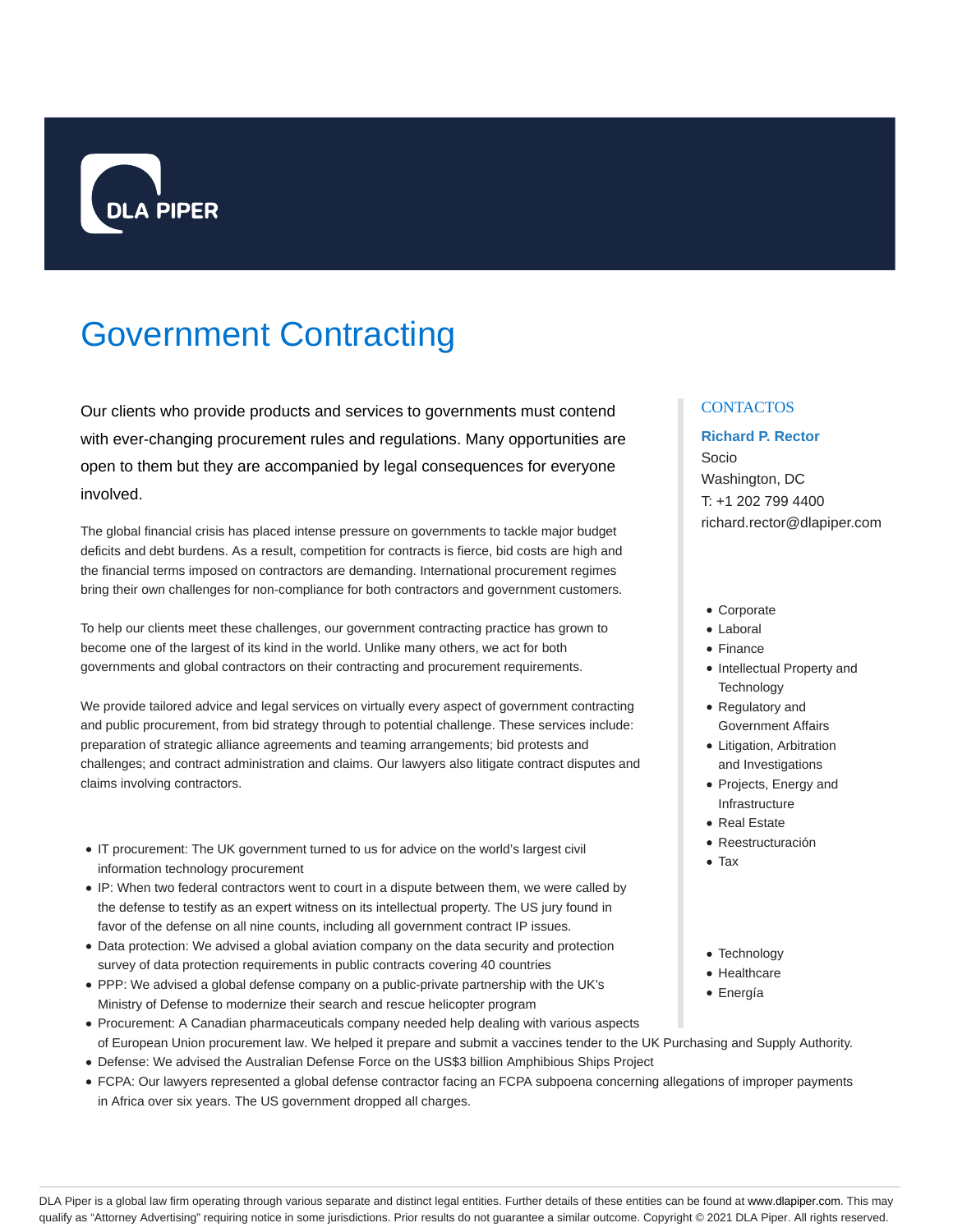# Government Contracting

Our clients who provide products and services to governments must contend with ever-changing procurement rules and regulations. Many opportunities are open to them but they are accompanied by legal consequences for everyone involved.

The global financial crisis has placed intense pressure on governments to tackle major budget deficits and debt burdens. As a result, competition for contracts is fierce, bid costs are high and the financial terms imposed on contractors are demanding. International procurement regimes bring their own challenges for non-compliance for both contractors and government customers.

To help our clients meet these challenges, our government contracting practice has grown to become one of the largest of its kind in the world. Unlike many others, we act for both governments and global contractors on their contracting and procurement requirements.

We provide tailored advice and legal services on virtually every aspect of government contracting and public procurement, from bid strategy through to potential challenge. These services include: preparation of strategic alliance agreements and teaming arrangements; bid protests and challenges; and contract administration and claims. Our lawyers also litigate contract disputes and claims involving contractors.

- IT procurement: The UK government turned to us for advice on the world's largest civil information technology procurement
- IP: When two federal contractors went to court in a dispute between them, we were called by the defense to testify as an expert witness on its intellectual property. The US jury found in favor of the defense on all nine counts, including all government contract IP issues.
- Data protection: We advised a global aviation company on the data security and protection survey of data protection requirements in public contracts covering 40 countries
- PPP: We advised a global defense company on a public-private partnership with the UK's Ministry of Defense to modernize their search and rescue helicopter program
- Procurement: A Canadian pharmaceuticals company needed help dealing with various aspects of European Union procurement law. We helped it prepare and submit a vaccines tender to the UK Purchasing and Supply Authority.
- Defense: We advised the Australian Defense Force on the US$3 billion Amphibious Ships Project
- FCPA: Our lawyers represented a global defense contractor facing an FCPA subpoena concerning allegations of improper payments in Africa over six years. The US government dropped all charges.

## CONTACTOS

**Richard P. Rector**
Socio
Washington, DC
T: +1 202 799 4400
richard.rector@dlapiper.com

- Corporate
- Laboral
- Finance
- Intellectual Property and Technology
- Regulatory and Government Affairs
- Litigation, Arbitration and Investigations
- Projects, Energy and Infrastructure
- Real Estate
- Reestructuración
- Tax

- Technology
- Healthcare
- Energía

DLA Piper is a global law firm operating through various separate and distinct legal entities. Further details of these entities can be found at www.dlapiper.com. This may qualify as "Attorney Advertising" requiring notice in some jurisdictions. Prior results do not guarantee a similar outcome. Copyright © 2021 DLA Piper. All rights reserved.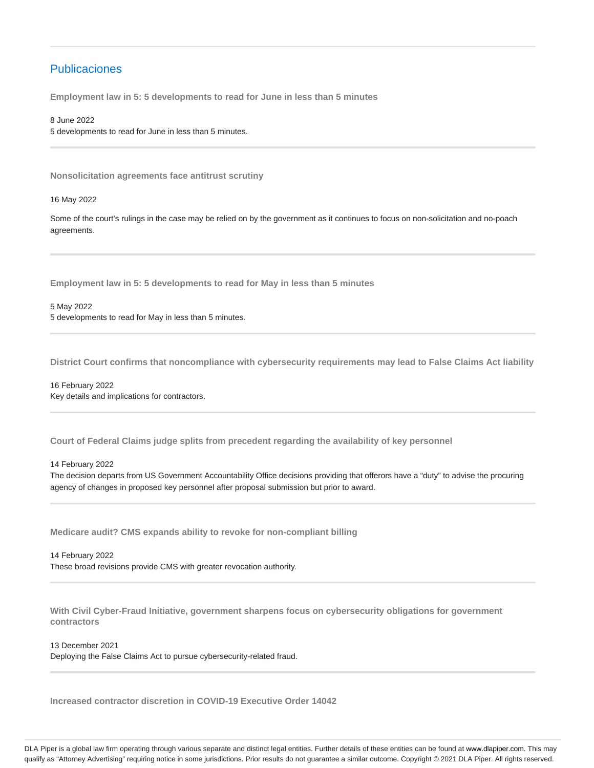## Publicaciones

**Employment law in 5: 5 developments to read for June in less than 5 minutes**

8 June 2022
5 developments to read for June in less than 5 minutes.

---

**Nonsolicitation agreements face antitrust scrutiny**

16 May 2022

Some of the court's rulings in the case may be relied on by the government as it continues to focus on non-solicitation and no-poach agreements.

---

**Employment law in 5: 5 developments to read for May in less than 5 minutes**

5 May 2022
5 developments to read for May in less than 5 minutes.

---

**District Court confirms that noncompliance with cybersecurity requirements may lead to False Claims Act liability**

16 February 2022
Key details and implications for contractors.

---

**Court of Federal Claims judge splits from precedent regarding the availability of key personnel**

14 February 2022
The decision departs from US Government Accountability Office decisions providing that offerors have a "duty" to advise the procuring agency of changes in proposed key personnel after proposal submission but prior to award.

---

**Medicare audit? CMS expands ability to revoke for non-compliant billing**

14 February 2022
These broad revisions provide CMS with greater revocation authority.

---

**With Civil Cyber-Fraud Initiative, government sharpens focus on cybersecurity obligations for government contractors**

13 December 2021
Deploying the False Claims Act to pursue cybersecurity-related fraud.

---

**Increased contractor discretion in COVID-19 Executive Order 14042**

DLA Piper is a global law firm operating through various separate and distinct legal entities. Further details of these entities can be found at www.dlapiper.com. This may qualify as "Attorney Advertising" requiring notice in some jurisdictions. Prior results do not guarantee a similar outcome. Copyright © 2021 DLA Piper. All rights reserved.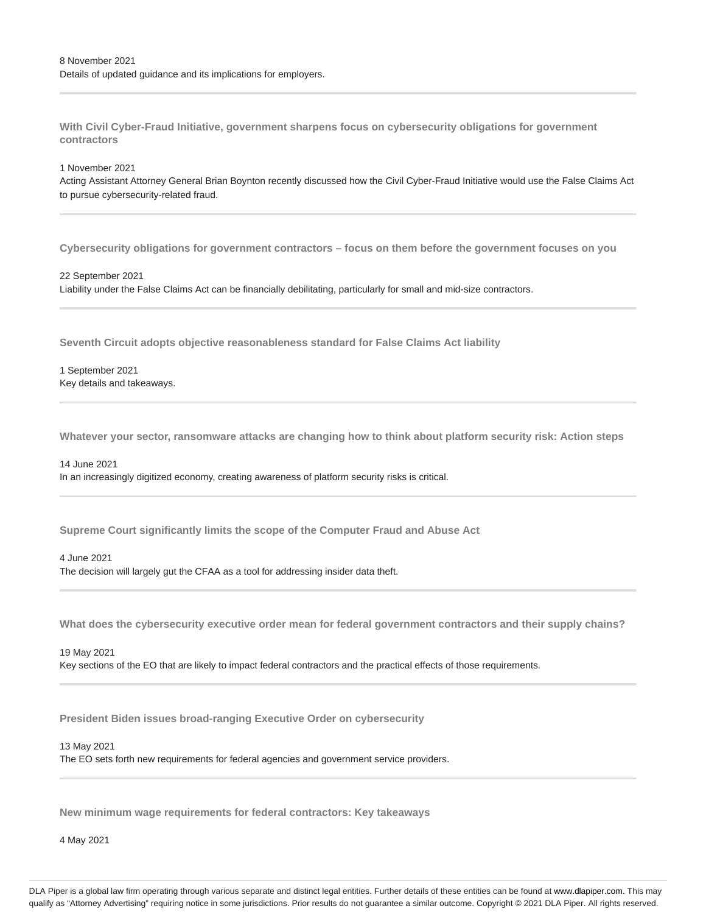8 November 2021
Details of updated guidance and its implications for employers.

---

**With Civil Cyber-Fraud Initiative, government sharpens focus on cybersecurity obligations for government contractors**

1 November 2021
Acting Assistant Attorney General Brian Boynton recently discussed how the Civil Cyber-Fraud Initiative would use the False Claims Act to pursue cybersecurity-related fraud.

---

**Cybersecurity obligations for government contractors – focus on them before the government focuses on you**

22 September 2021
Liability under the False Claims Act can be financially debilitating, particularly for small and mid-size contractors.

---

**Seventh Circuit adopts objective reasonableness standard for False Claims Act liability**

1 September 2021
Key details and takeaways.

---

**Whatever your sector, ransomware attacks are changing how to think about platform security risk: Action steps**

14 June 2021
In an increasingly digitized economy, creating awareness of platform security risks is critical.

---

**Supreme Court significantly limits the scope of the Computer Fraud and Abuse Act**

4 June 2021
The decision will largely gut the CFAA as a tool for addressing insider data theft.

---

**What does the cybersecurity executive order mean for federal government contractors and their supply chains?**

19 May 2021
Key sections of the EO that are likely to impact federal contractors and the practical effects of those requirements.

---

**President Biden issues broad-ranging Executive Order on cybersecurity**

13 May 2021
The EO sets forth new requirements for federal agencies and government service providers.

---

**New minimum wage requirements for federal contractors: Key takeaways**

4 May 2021

DLA Piper is a global law firm operating through various separate and distinct legal entities. Further details of these entities can be found at www.dlapiper.com. This may qualify as "Attorney Advertising" requiring notice in some jurisdictions. Prior results do not guarantee a similar outcome. Copyright © 2021 DLA Piper. All rights reserved.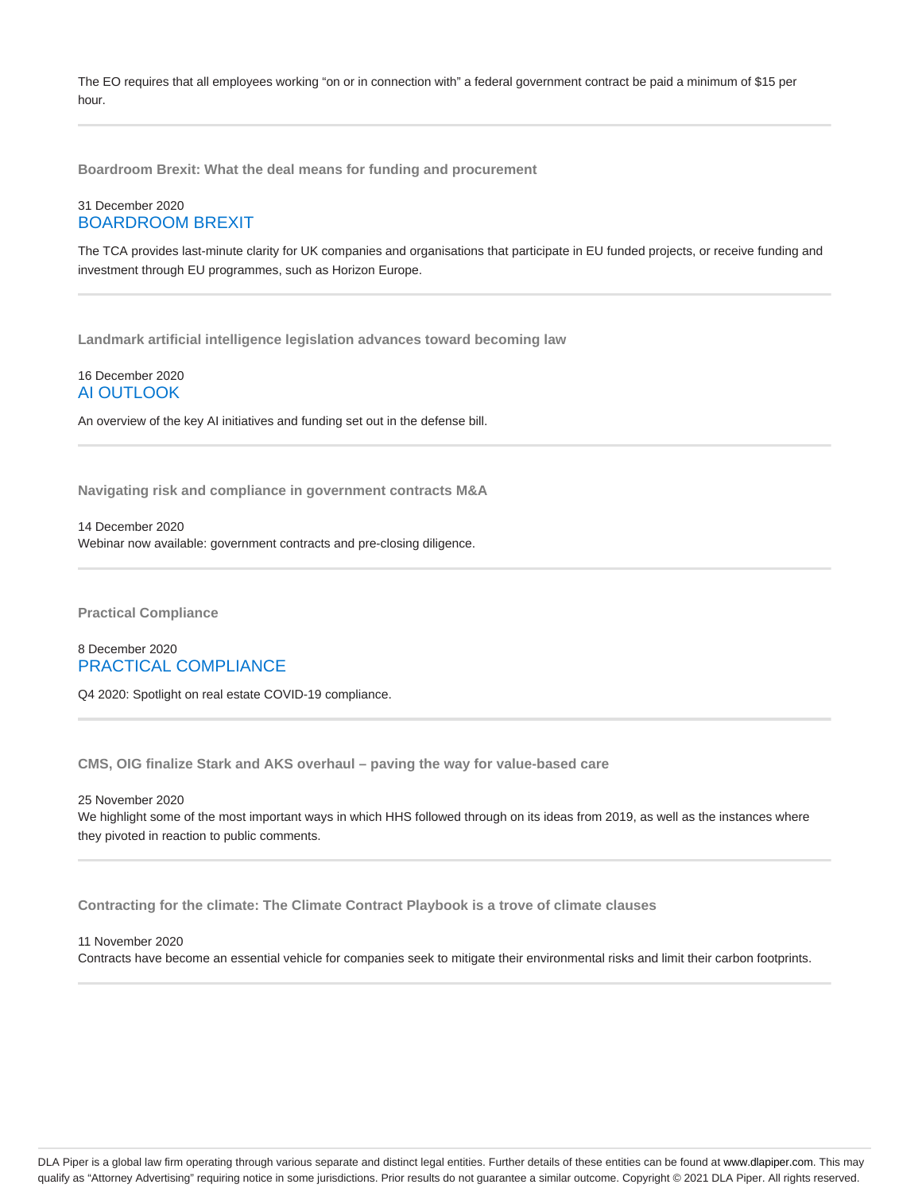The EO requires that all employees working "on or in connection with" a federal government contract be paid a minimum of $15 per hour.

---

### Boardroom Brexit: What the deal means for funding and procurement

31 December 2020
BOARDROOM BREXIT

The TCA provides last-minute clarity for UK companies and organisations that participate in EU funded projects, or receive funding and investment through EU programmes, such as Horizon Europe.

---

### Landmark artificial intelligence legislation advances toward becoming law

16 December 2020
AI OUTLOOK

An overview of the key AI initiatives and funding set out in the defense bill.

---

### Navigating risk and compliance in government contracts M&A

14 December 2020
Webinar now available: government contracts and pre-closing diligence.

---

### Practical Compliance

8 December 2020
PRACTICAL COMPLIANCE

Q4 2020: Spotlight on real estate COVID-19 compliance.

---

### CMS, OIG finalize Stark and AKS overhaul – paving the way for value-based care

25 November 2020
We highlight some of the most important ways in which HHS followed through on its ideas from 2019, as well as the instances where they pivoted in reaction to public comments.

---

### Contracting for the climate: The Climate Contract Playbook is a trove of climate clauses

11 November 2020
Contracts have become an essential vehicle for companies seek to mitigate their environmental risks and limit their carbon footprints.

---

DLA Piper is a global law firm operating through various separate and distinct legal entities. Further details of these entities can be found at www.dlapiper.com. This may qualify as "Attorney Advertising" requiring notice in some jurisdictions. Prior results do not guarantee a similar outcome. Copyright © 2021 DLA Piper. All rights reserved.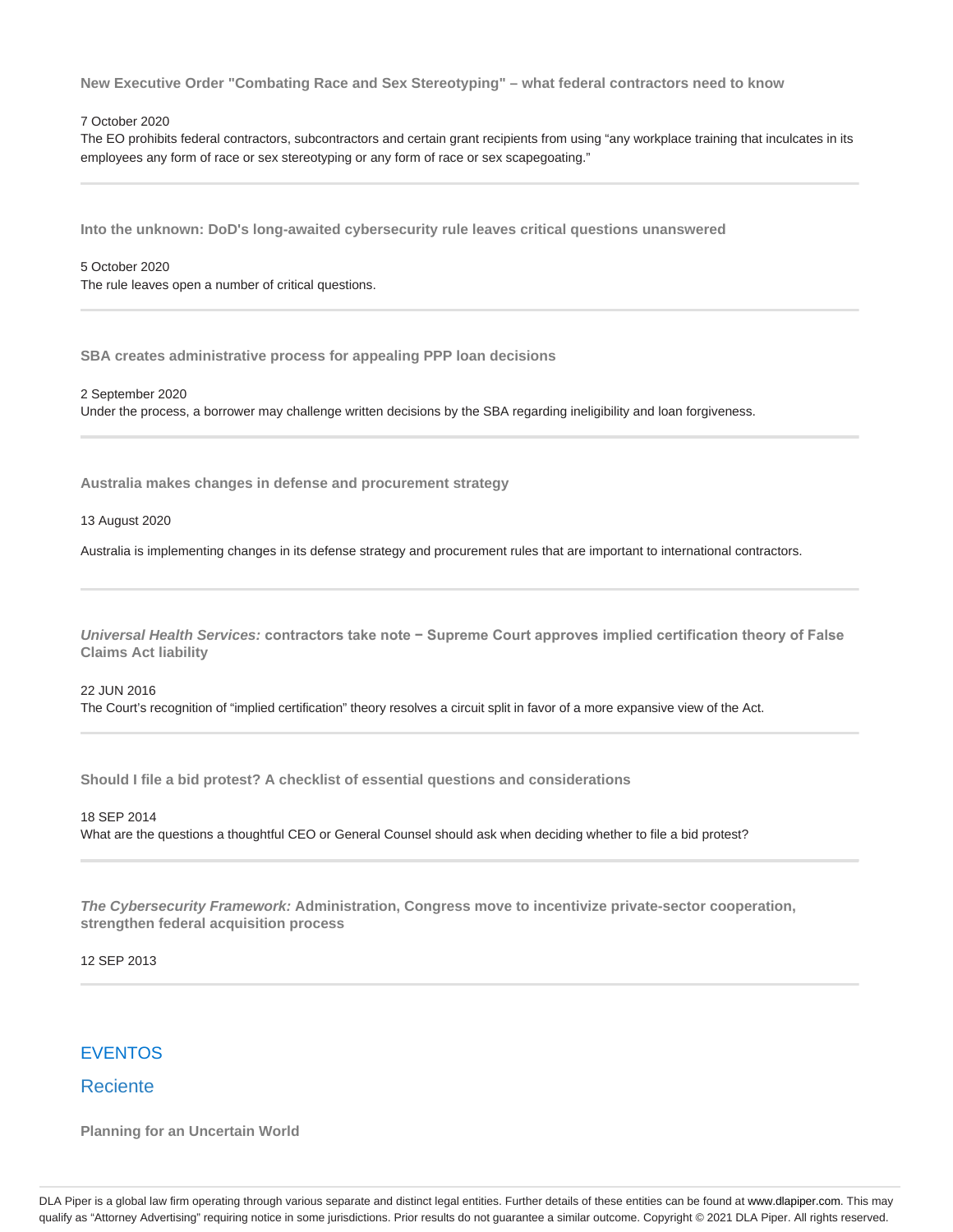**New Executive Order "Combating Race and Sex Stereotyping" – what federal contractors need to know**

7 October 2020

The EO prohibits federal contractors, subcontractors and certain grant recipients from using “any workplace training that inculcates in its employees any form of race or sex stereotyping or any form of race or sex scapegoating.”

---

**Into the unknown: DoD's long-awaited cybersecurity rule leaves critical questions unanswered**

5 October 2020

The rule leaves open a number of critical questions.

---

**SBA creates administrative process for appealing PPP loan decisions**

2 September 2020

Under the process, a borrower may challenge written decisions by the SBA regarding ineligibility and loan forgiveness.

---

**Australia makes changes in defense and procurement strategy**

13 August 2020

Australia is implementing changes in its defense strategy and procurement rules that are important to international contractors.

---

***Universal Health Services:*** **contractors take note − Supreme Court approves implied certification theory of False Claims Act liability**

22 JUN 2016

The Court’s recognition of “implied certification” theory resolves a circuit split in favor of a more expansive view of the Act.

---

**Should I file a bid protest? A checklist of essential questions and considerations**

18 SEP 2014

What are the questions a thoughtful CEO or General Counsel should ask when deciding whether to file a bid protest?

---

***The Cybersecurity Framework:*** **Administration, Congress move to incentivize private-sector cooperation, strengthen federal acquisition process**

12 SEP 2013

---

## EVENTOS

### Reciente

**Planning for an Uncertain World**

DLA Piper is a global law firm operating through various separate and distinct legal entities. Further details of these entities can be found at www.dlapiper.com. This may qualify as “Attorney Advertising” requiring notice in some jurisdictions. Prior results do not guarantee a similar outcome. Copyright © 2021 DLA Piper. All rights reserved.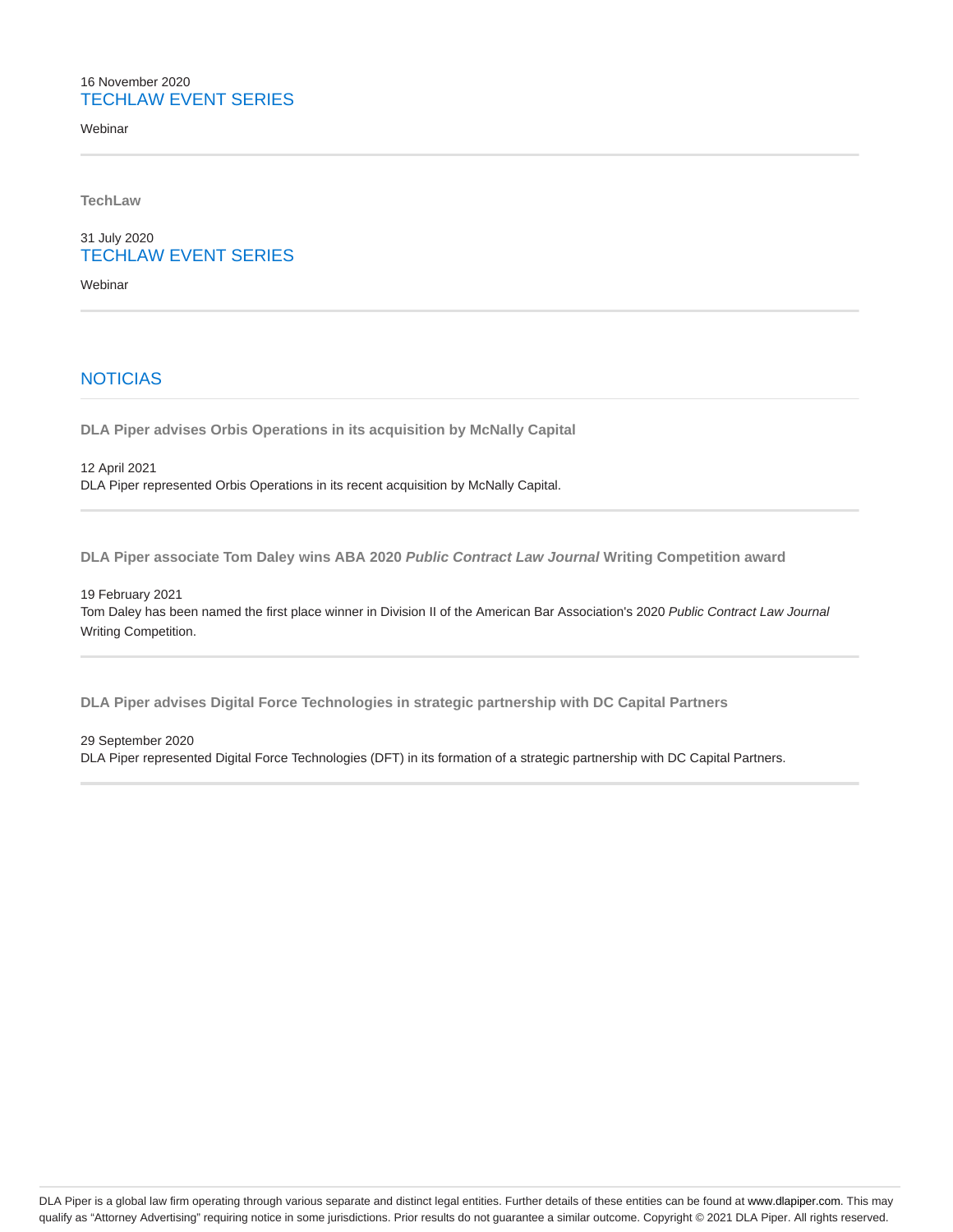16 November 2020
### TECHLAW EVENT SERIES

Webinar

---

**TechLaw**

31 July 2020
### TECHLAW EVENT SERIES

Webinar

---

## NOTICIAS

**DLA Piper advises Orbis Operations in its acquisition by McNally Capital**

12 April 2021
DLA Piper represented Orbis Operations in its recent acquisition by McNally Capital.

---

**DLA Piper associate Tom Daley wins ABA 2020 *Public Contract Law Journal* Writing Competition award**

19 February 2021
Tom Daley has been named the first place winner in Division II of the American Bar Association's 2020 *Public Contract Law Journal* Writing Competition.

---

**DLA Piper advises Digital Force Technologies in strategic partnership with DC Capital Partners**

29 September 2020
DLA Piper represented Digital Force Technologies (DFT) in its formation of a strategic partnership with DC Capital Partners.

---

DLA Piper is a global law firm operating through various separate and distinct legal entities. Further details of these entities can be found at www.dlapiper.com. This may qualify as "Attorney Advertising" requiring notice in some jurisdictions. Prior results do not guarantee a similar outcome. Copyright © 2021 DLA Piper. All rights reserved.